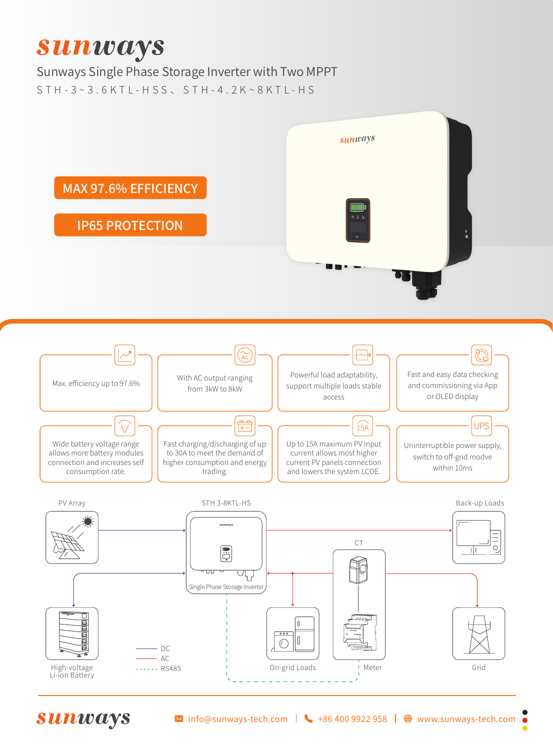# sunways

## Sunways Single Phase Storage Inverter with Two MPPT

STH-3~3.6KTL-HSS、STH-4.2K~8KTL-HS

**MAX 97.6% EFFICIENCY**

**IP65 PROTECTION**

- Max. efficiency up to 97.6%
- With AC output ranging from 3kW to 8kW
- Powerful load adaptability, support multiple loads stable access
- Fast and easy data checking and commissioning via App or OLED display
- Wide battery voltage range allows more battery modules connection and increases self consumption rate.
- Fast charging/discharging of up to 30A to meet the demand of higher consumption and energy trading.
- Up to 15A maximum PV input current allows most higher current PV panels connection and lowers the system LCOE.
- Uninterruptible power supply, switch to off-grid modve within 10ms

PV Array | STH 3-8KTL-HS | Back-up Loads | CT | Single Phase Storage Inverter | High-voltage Li-ion Battery | On-grid Loads | Meter | Grid

DC | AC | RS485

info@sunways-tech.com | +86 400 9922 958 | www.sunways-tech.com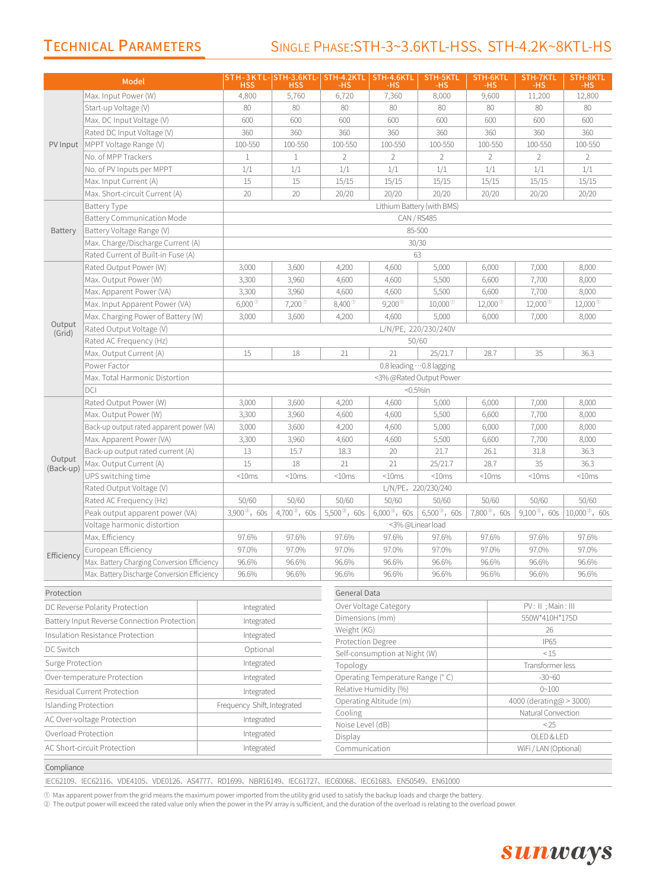# Technical Parameters

## Single Phase:STH-3~3.6KTL-HSS、STH-4.2K~8KTL-HS

| | Model | STH-3KTL-HSS | STH-3.6KTL-HSS | STH-4.2KTL-HS | STH-4.6KTL-HS | STH-5KTL-HS | STH-6KTL-HS | STH-7KTL-HS | STH-8KTL-HS |
|---|---|---|---|---|---|---|---|---|---|
| PV Input | Max. Input Power (W) | 4,800 | 5,760 | 6,720 | 7,360 | 8,000 | 9,600 | 11,200 | 12,800 |
| | Start-up Voltage (V) | 80 | 80 | 80 | 80 | 80 | 80 | 80 | 80 |
| | Max. DC Input Voltage (V) | 600 | 600 | 600 | 600 | 600 | 600 | 600 | 600 |
| | Rated DC Input Voltage (V) | 360 | 360 | 360 | 360 | 360 | 360 | 360 | 360 |
| | MPPT Voltage Range (V) | 100-550 | 100-550 | 100-550 | 100-550 | 100-550 | 100-550 | 100-550 | 100-550 |
| | No. of MPP Trackers | 1 | 1 | 2 | 2 | 2 | 2 | 2 | 2 |
| | No. of PV Inputs per MPPT | 1/1 | 1/1 | 1/1 | 1/1 | 1/1 | 1/1 | 1/1 | 1/1 |
| | Max. Input Current (A) | 15 | 15 | 15/15 | 15/15 | 15/15 | 15/15 | 15/15 | 15/15 |
| | Max. Short-circuit Current (A) | 20 | 20 | 20/20 | 20/20 | 20/20 | 20/20 | 20/20 | 20/20 |
| Battery | Battery Type | Lithium Battery (with BMS) | | | | | | | |
| | Battery Communication Mode | CAN / RS485 | | | | | | | |
| | Battery Voltage Range (V) | 85-500 | | | | | | | |
| | Max. Charge/Discharge Current (A) | 30/30 | | | | | | | |
| | Rated Current of Built-in Fuse (A) | 63 | | | | | | | |
| Output (Grid) | Rated Output Power (W) | 3,000 | 3,600 | 4,200 | 4,600 | 5,000 | 6,000 | 7,000 | 8,000 |
| | Max. Output Power (W) | 3,300 | 3,960 | 4,600 | 4,600 | 5,500 | 6,600 | 7,700 | 8,000 |
| | Max. Apparent Power (VA) | 3,300 | 3,960 | 4,600 | 4,600 | 5,500 | 6,600 | 7,700 | 8,000 |
| | Max. Input Apparent Power (VA) | 6,000 ① | 7,200 ① | 8,400 ① | 9,200 ① | 10,000 ① | 12,000 ① | 12,000 ① | 12,000 ① |
| | Max. Charging Power of Battery (W) | 3,000 | 3,600 | 4,200 | 4,600 | 5,000 | 6,000 | 7,000 | 8,000 |
| | Rated Output Voltage (V) | L/N/PE，220/230/240V | | | | | | | |
| | Rated AC Frequency (Hz) | 50/60 | | | | | | | |
| | Max. Output Current (A) | 15 | 18 | 21 | 21 | 25/21.7 | 28.7 | 35 | 36.3 |
| | Power Factor | 0.8 leading…0.8 lagging | | | | | | | |
| | Max. Total Harmonic Distortion | <3% @Rated Output Power | | | | | | | |
| | DCI | <0.5%In | | | | | | | |
| Output (Back-up) | Rated Output Power (W) | 3,000 | 3,600 | 4,200 | 4,600 | 5,000 | 6,000 | 7,000 | 8,000 |
| | Max. Output Power (W) | 3,300 | 3,960 | 4,600 | 4,600 | 5,500 | 6,600 | 7,700 | 8,000 |
| | Back-up output rated apparent power (VA) | 3,000 | 3,600 | 4,200 | 4,600 | 5,000 | 6,000 | 7,000 | 8,000 |
| | Max. Apparent Power (VA) | 3,300 | 3,960 | 4,600 | 4,600 | 5,500 | 6,600 | 7,700 | 8,000 |
| | Back-up output rated current (A) | 13 | 15.7 | 18.3 | 20 | 21.7 | 26.1 | 31.8 | 36.3 |
| | Max. Output Current (A) | 15 | 18 | 21 | 21 | 25/21.7 | 28.7 | 35 | 36.3 |
| | UPS switching time | <10ms | <10ms | <10ms | <10ms | <10ms | <10ms | <10ms | <10ms |
| | Rated Output Voltage (V) | L/N/PE，220/230/240 | | | | | | | |
| | Rated AC Frequency (Hz) | 50/60 | 50/60 | 50/60 | 50/60 | 50/60 | 50/60 | 50/60 | 50/60 |
| | Peak output apparent power (VA) | 3,900 ②，60s | 4,700 ②，60s | 5,500 ②，60s | 6,000 ②，60s | 6,500 ②，60s | 7,800 ②，60s | 9,100 ②，60s | 10,000 ②，60s |
| | Voltage harmonic distortion | <3% @Linear load | | | | | | | |
| Efficiency | Max. Efficiency | 97.6% | 97.6% | 97.6% | 97.6% | 97.6% | 97.6% | 97.6% | 97.6% |
| | European Efficiency | 97.0% | 97.0% | 97.0% | 97.0% | 97.0% | 97.0% | 97.0% | 97.0% |
| | Max. Battery Charging Conversion Efficiency | 96.6% | 96.6% | 96.6% | 96.6% | 96.6% | 96.6% | 96.6% | 96.6% |
| | Max. Battery Discharge Conversion Efficiency | 96.6% | 96.6% | 96.6% | 96.6% | 96.6% | 96.6% | 96.6% | 96.6% |

| Protection | |
|---|---|
| DC Reverse Polarity Protection | Integrated |
| Battery Input Reverse Connection Protection | Integrated |
| Insulation Resistance Protection | Integrated |
| DC Switch | Optional |
| Surge Protection | Integrated |
| Over-temperature Protection | Integrated |
| Residual Current Protection | Integrated |
| Islanding Protection | Frequency Shift, Integrated |
| AC Over-voltage Protection | Integrated |
| Overload Protection | Integrated |
| AC Short-circuit Protection | Integrated |

| General Data | |
|---|---|
| Over Voltage Category | PV: II ; Main: III |
| Dimensions (mm) | 550W*410H*175D |
| Weight (KG) | 26 |
| Protection Degree | IP65 |
| Self-consumption at Night (W) | < 15 |
| Topology | Transformer less |
| Operating Temperature Range (° C) | -30~60 |
| Relative Humidity (%) | 0~100 |
| Operating Altitude (m) | 4000 (derating@ > 3000) |
| Cooling | Natural Convection |
| Noise Level (dB) | < 25 |
| Display | OLED & LED |
| Communication | WiFi / LAN (Optional) |

**Compliance**

IEC62109、IEC62116、VDE4105、VDE0126、AS4777、RD1699、NBR16149、IEC61727、IEC60068、IEC61683、EN50549、EN61000

① Max apparent power from the grid means the maximum power imported from the utility grid used to satisfy the backup loads and charge the battery.
② The output power will exceed the rated value only when the power in the PV array is sufficient, and the duration of the overload is relating to the overload power.

sunways